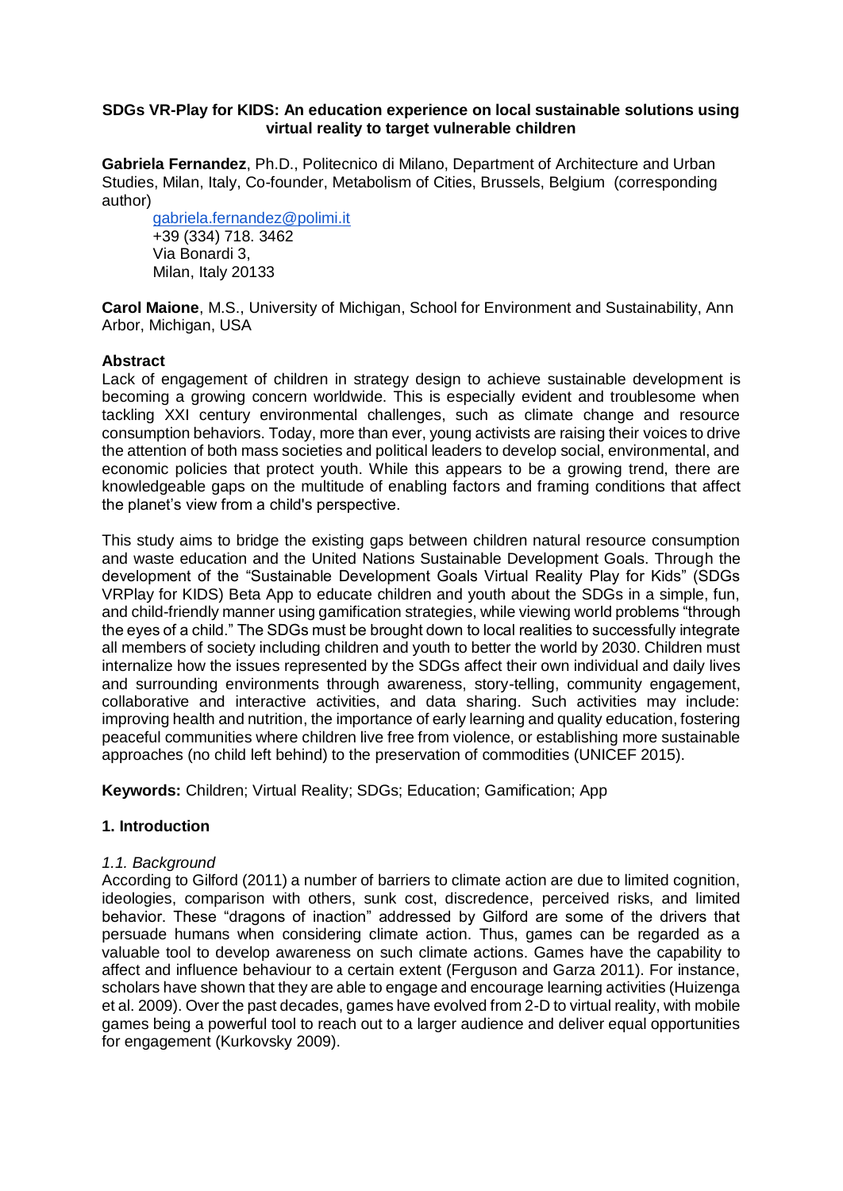**SDGs VR-Play for KIDS: An education experience on local sustainable solutions using virtual reality to target vulnerable children**

**Gabriela Fernandez**, Ph.D., Politecnico di Milano, Department of Architecture and Urban Studies, Milan, Italy, Co-founder, Metabolism of Cities, Brussels, Belgium (corresponding author)

gabriela.fernandez@polimi.it
+39 (334) 718. 3462
Via Bonardi 3,
Milan, Italy 20133

**Carol Maione**, M.S., University of Michigan, School for Environment and Sustainability, Ann Arbor, Michigan, USA

## Abstract

Lack of engagement of children in strategy design to achieve sustainable development is becoming a growing concern worldwide. This is especially evident and troublesome when tackling XXI century environmental challenges, such as climate change and resource consumption behaviors. Today, more than ever, young activists are raising their voices to drive the attention of both mass societies and political leaders to develop social, environmental, and economic policies that protect youth. While this appears to be a growing trend, there are knowledgeable gaps on the multitude of enabling factors and framing conditions that affect the planet's view from a child's perspective.

This study aims to bridge the existing gaps between children natural resource consumption and waste education and the United Nations Sustainable Development Goals. Through the development of the "Sustainable Development Goals Virtual Reality Play for Kids" (SDGs VRPlay for KIDS) Beta App to educate children and youth about the SDGs in a simple, fun, and child-friendly manner using gamification strategies, while viewing world problems "through the eyes of a child." The SDGs must be brought down to local realities to successfully integrate all members of society including children and youth to better the world by 2030. Children must internalize how the issues represented by the SDGs affect their own individual and daily lives and surrounding environments through awareness, story-telling, community engagement, collaborative and interactive activities, and data sharing. Such activities may include: improving health and nutrition, the importance of early learning and quality education, fostering peaceful communities where children live free from violence, or establishing more sustainable approaches (no child left behind) to the preservation of commodities (UNICEF 2015).

**Keywords:** Children; Virtual Reality; SDGs; Education; Gamification; App

## 1. Introduction

### *1.1. Background*

According to Gilford (2011) a number of barriers to climate action are due to limited cognition, ideologies, comparison with others, sunk cost, discredence, perceived risks, and limited behavior. These "dragons of inaction" addressed by Gilford are some of the drivers that persuade humans when considering climate action. Thus, games can be regarded as a valuable tool to develop awareness on such climate actions. Games have the capability to affect and influence behaviour to a certain extent (Ferguson and Garza 2011). For instance, scholars have shown that they are able to engage and encourage learning activities (Huizenga et al. 2009). Over the past decades, games have evolved from 2-D to virtual reality, with mobile games being a powerful tool to reach out to a larger audience and deliver equal opportunities for engagement (Kurkovsky 2009).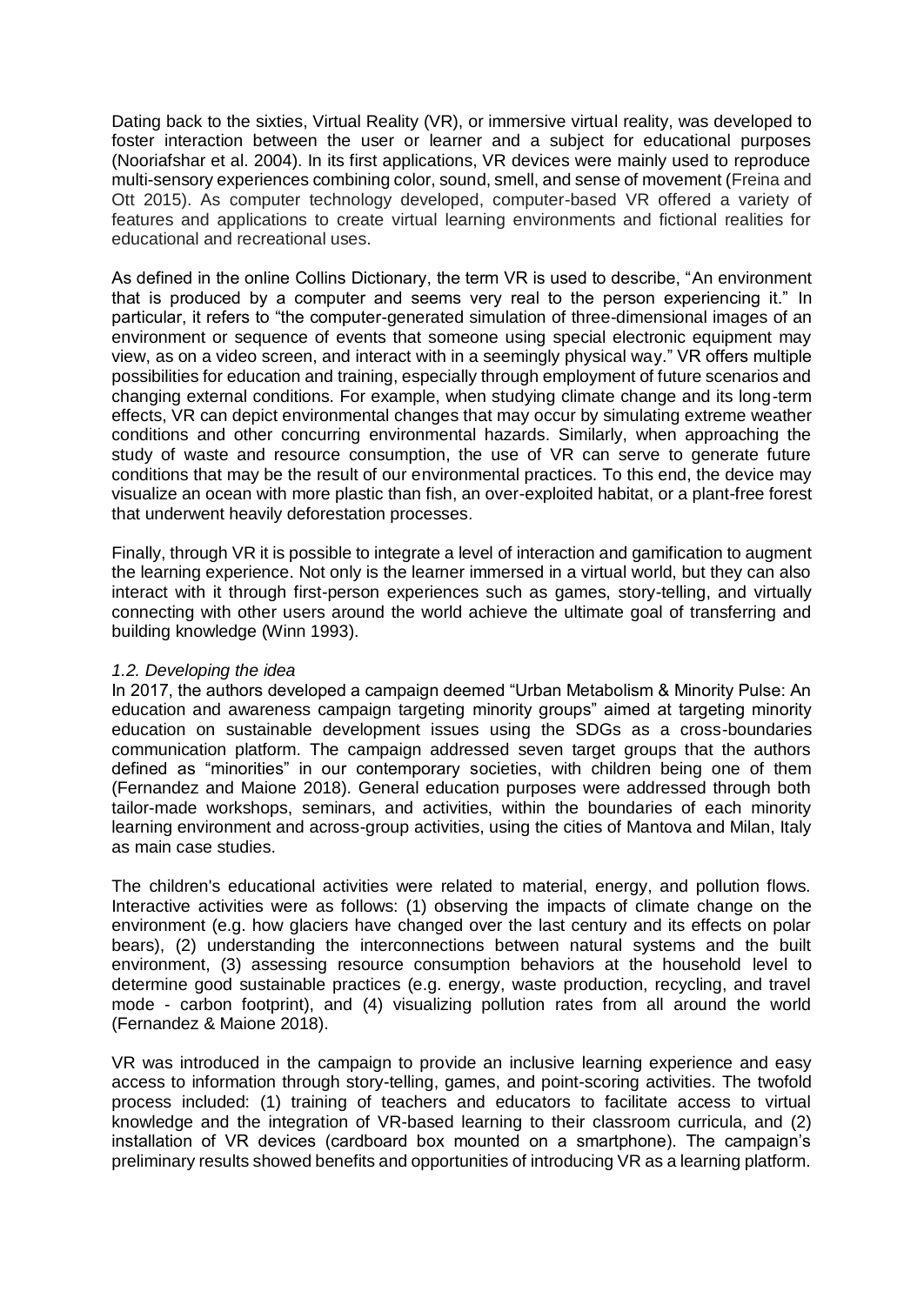Dating back to the sixties, Virtual Reality (VR), or immersive virtual reality, was developed to foster interaction between the user or learner and a subject for educational purposes (Nooriafshar et al. 2004). In its first applications, VR devices were mainly used to reproduce multi-sensory experiences combining color, sound, smell, and sense of movement (Freina and Ott 2015). As computer technology developed, computer-based VR offered a variety of features and applications to create virtual learning environments and fictional realities for educational and recreational uses.

As defined in the online Collins Dictionary, the term VR is used to describe, "An environment that is produced by a computer and seems very real to the person experiencing it." In particular, it refers to "the computer-generated simulation of three-dimensional images of an environment or sequence of events that someone using special electronic equipment may view, as on a video screen, and interact with in a seemingly physical way." VR offers multiple possibilities for education and training, especially through employment of future scenarios and changing external conditions. For example, when studying climate change and its long-term effects, VR can depict environmental changes that may occur by simulating extreme weather conditions and other concurring environmental hazards. Similarly, when approaching the study of waste and resource consumption, the use of VR can serve to generate future conditions that may be the result of our environmental practices. To this end, the device may visualize an ocean with more plastic than fish, an over-exploited habitat, or a plant-free forest that underwent heavily deforestation processes.

Finally, through VR it is possible to integrate a level of interaction and gamification to augment the learning experience. Not only is the learner immersed in a virtual world, but they can also interact with it through first-person experiences such as games, story-telling, and virtually connecting with other users around the world achieve the ultimate goal of transferring and building knowledge (Winn 1993).

### *1.2. Developing the idea*

In 2017, the authors developed a campaign deemed "Urban Metabolism & Minority Pulse: An education and awareness campaign targeting minority groups" aimed at targeting minority education on sustainable development issues using the SDGs as a cross-boundaries communication platform. The campaign addressed seven target groups that the authors defined as "minorities" in our contemporary societies, with children being one of them (Fernandez and Maione 2018). General education purposes were addressed through both tailor-made workshops, seminars, and activities, within the boundaries of each minority learning environment and across-group activities, using the cities of Mantova and Milan, Italy as main case studies.

The children's educational activities were related to material, energy, and pollution flows. Interactive activities were as follows: (1) observing the impacts of climate change on the environment (e.g. how glaciers have changed over the last century and its effects on polar bears), (2) understanding the interconnections between natural systems and the built environment, (3) assessing resource consumption behaviors at the household level to determine good sustainable practices (e.g. energy, waste production, recycling, and travel mode - carbon footprint), and (4) visualizing pollution rates from all around the world (Fernandez & Maione 2018).

VR was introduced in the campaign to provide an inclusive learning experience and easy access to information through story-telling, games, and point-scoring activities. The twofold process included: (1) training of teachers and educators to facilitate access to virtual knowledge and the integration of VR-based learning to their classroom curricula, and (2) installation of VR devices (cardboard box mounted on a smartphone). The campaign's preliminary results showed benefits and opportunities of introducing VR as a learning platform.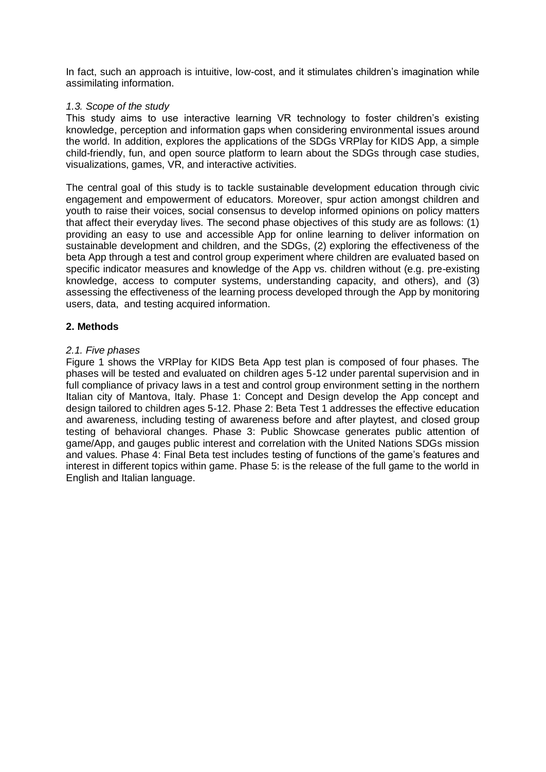In fact, such an approach is intuitive, low-cost, and it stimulates children's imagination while assimilating information.

*1.3. Scope of the study*

This study aims to use interactive learning VR technology to foster children's existing knowledge, perception and information gaps when considering environmental issues around the world. In addition, explores the applications of the SDGs VRPlay for KIDS App, a simple child-friendly, fun, and open source platform to learn about the SDGs through case studies, visualizations, games, VR, and interactive activities.

The central goal of this study is to tackle sustainable development education through civic engagement and empowerment of educators. Moreover, spur action amongst children and youth to raise their voices, social consensus to develop informed opinions on policy matters that affect their everyday lives. The second phase objectives of this study are as follows: (1) providing an easy to use and accessible App for online learning to deliver information on sustainable development and children, and the SDGs, (2) exploring the effectiveness of the beta App through a test and control group experiment where children are evaluated based on specific indicator measures and knowledge of the App vs. children without (e.g. pre-existing knowledge, access to computer systems, understanding capacity, and others), and (3) assessing the effectiveness of the learning process developed through the App by monitoring users, data, and testing acquired information.

## 2. Methods

*2.1. Five phases*

Figure 1 shows the VRPlay for KIDS Beta App test plan is composed of four phases. The phases will be tested and evaluated on children ages 5-12 under parental supervision and in full compliance of privacy laws in a test and control group environment setting in the northern Italian city of Mantova, Italy. Phase 1: Concept and Design develop the App concept and design tailored to children ages 5-12. Phase 2: Beta Test 1 addresses the effective education and awareness, including testing of awareness before and after playtest, and closed group testing of behavioral changes. Phase 3: Public Showcase generates public attention of game/App, and gauges public interest and correlation with the United Nations SDGs mission and values. Phase 4: Final Beta test includes testing of functions of the game's features and interest in different topics within game. Phase 5: is the release of the full game to the world in English and Italian language.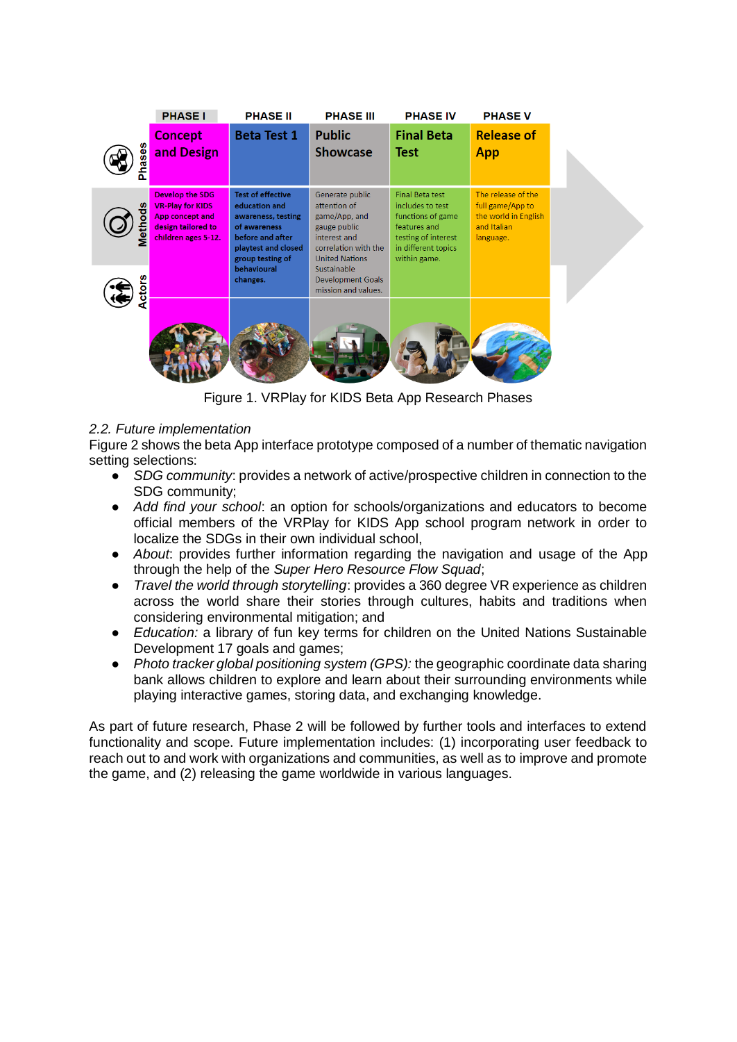| | PHASE I | PHASE II | PHASE III | PHASE IV | PHASE V |
|---|---|---|---|---|---|
| Phases | Concept and Design | Beta Test 1 | Public Showcase | Final Beta Test | Release of App |
| Methods | Develop the SDG VR-Play for KIDS App concept and design tailored to children ages 5-12. | Test of effective education and awareness, testing of awareness before and after playtest and closed group testing of behavioural changes. | Generate public attention of game/App, and gauge public interest and correlation with the United Nations Sustainable Development Goals mission and values. | Final Beta test includes to test functions of game features and testing of interest in different topics within game. | The release of the full game/App to the world in English and Italian language. |
| Actors | | | | | |

Figure 1. VRPlay for KIDS Beta App Research Phases

*2.2. Future implementation*

Figure 2 shows the beta App interface prototype composed of a number of thematic navigation setting selections:

- *SDG community*: provides a network of active/prospective children in connection to the SDG community;
- *Add find your school*: an option for schools/organizations and educators to become official members of the VRPlay for KIDS App school program network in order to localize the SDGs in their own individual school,
- *About*: provides further information regarding the navigation and usage of the App through the help of the *Super Hero Resource Flow Squad*;
- *Travel the world through storytelling*: provides a 360 degree VR experience as children across the world share their stories through cultures, habits and traditions when considering environmental mitigation; and
- *Education:* a library of fun key terms for children on the United Nations Sustainable Development 17 goals and games;
- *Photo tracker global positioning system (GPS):* the geographic coordinate data sharing bank allows children to explore and learn about their surrounding environments while playing interactive games, storing data, and exchanging knowledge.

As part of future research, Phase 2 will be followed by further tools and interfaces to extend functionality and scope. Future implementation includes: (1) incorporating user feedback to reach out to and work with organizations and communities, as well as to improve and promote the game, and (2) releasing the game worldwide in various languages.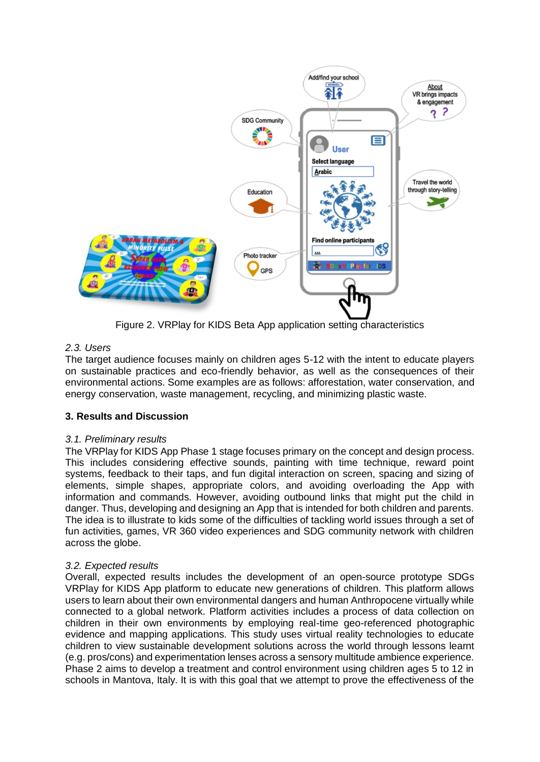Figure 2. VRPlay for KIDS Beta App application setting characteristics

### *2.3. Users*

The target audience focuses mainly on children ages 5-12 with the intent to educate players on sustainable practices and eco-friendly behavior, as well as the consequences of their environmental actions. Some examples are as follows: afforestation, water conservation, and energy conservation, waste management, recycling, and minimizing plastic waste.

## 3. Results and Discussion

### *3.1. Preliminary results*

The VRPlay for KIDS App Phase 1 stage focuses primary on the concept and design process. This includes considering effective sounds, painting with time technique, reward point systems, feedback to their taps, and fun digital interaction on screen, spacing and sizing of elements, simple shapes, appropriate colors, and avoiding overloading the App with information and commands. However, avoiding outbound links that might put the child in danger. Thus, developing and designing an App that is intended for both children and parents. The idea is to illustrate to kids some of the difficulties of tackling world issues through a set of fun activities, games, VR 360 video experiences and SDG community network with children across the globe.

### *3.2. Expected results*

Overall, expected results includes the development of an open-source prototype SDGs VRPlay for KIDS App platform to educate new generations of children. This platform allows users to learn about their own environmental dangers and human Anthropocene virtually while connected to a global network. Platform activities includes a process of data collection on children in their own environments by employing real-time geo-referenced photographic evidence and mapping applications. This study uses virtual reality technologies to educate children to view sustainable development solutions across the world through lessons learnt (e.g. pros/cons) and experimentation lenses across a sensory multitude ambience experience. Phase 2 aims to develop a treatment and control environment using children ages 5 to 12 in schools in Mantova, Italy. It is with this goal that we attempt to prove the effectiveness of the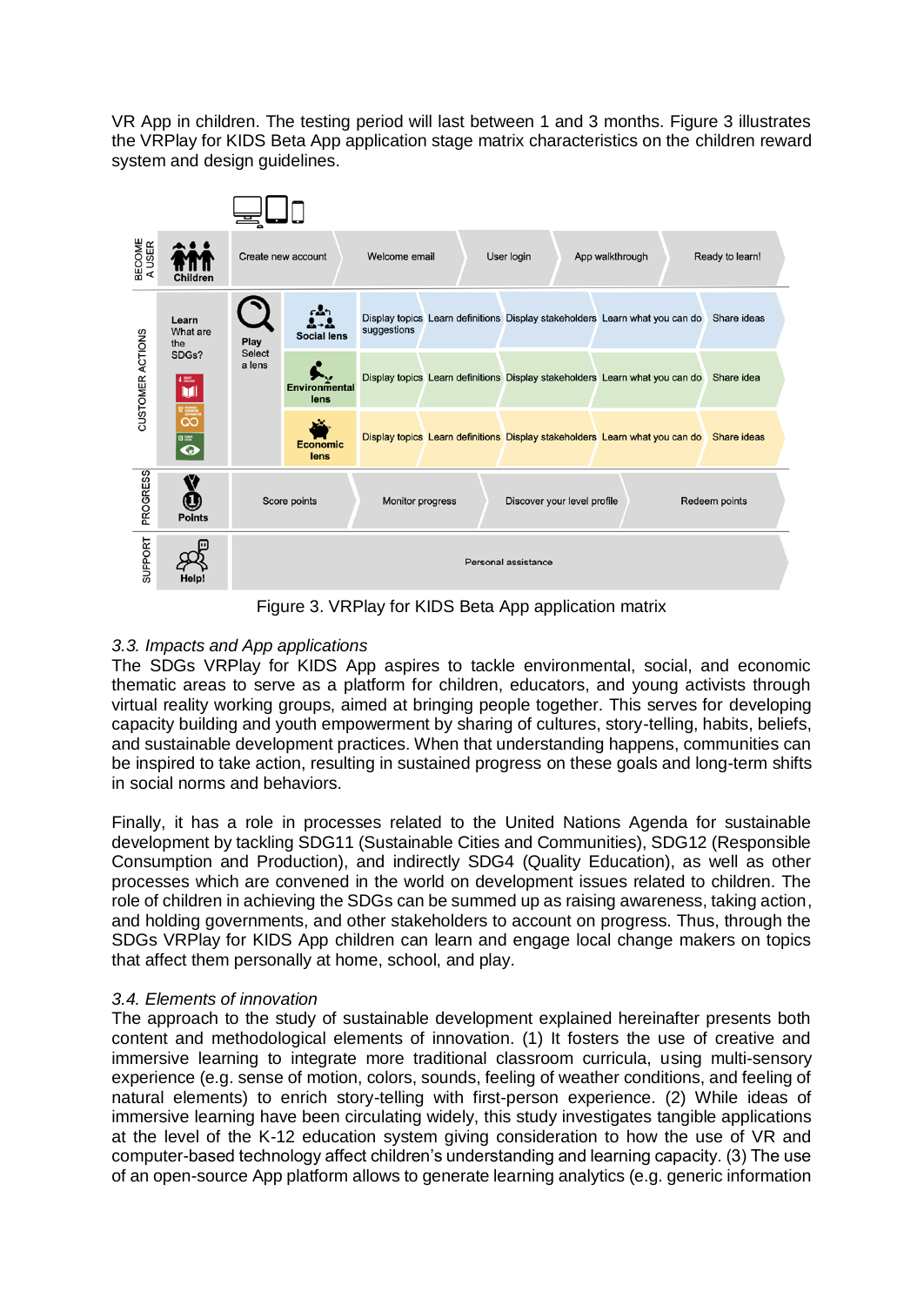VR App in children. The testing period will last between 1 and 3 months. Figure 3 illustrates the VRPlay for KIDS Beta App application stage matrix characteristics on the children reward system and design guidelines.

| | | | | | | | | |
|---|---|---|---|---|---|---|---|---|
| BECOME A USER | Children | Create new account | | Welcome email | User login | App walkthrough | Ready to learn! | |
| CUSTOMER ACTIONS | Learn What are the SDGs? | Play Select a lens | Social lens | Display topics suggestions | Learn definitions | Display stakeholders | Learn what you can do | Share ideas |
| | | | Environmental lens | Display topics | Learn definitions | Display stakeholders | Learn what you can do | Share idea |
| | | | Economic lens | Display topics | Learn definitions | Display stakeholders | Learn what you can do | Share ideas |
| PROGRESS | Points | Score points | | Monitor progress | Discover your level profile | Redeem points | | |
| SUPPORT | Help! | Personal assistance | | | | | | |

Figure 3. VRPlay for KIDS Beta App application matrix

### *3.3. Impacts and App applications*

The SDGs VRPlay for KIDS App aspires to tackle environmental, social, and economic thematic areas to serve as a platform for children, educators, and young activists through virtual reality working groups, aimed at bringing people together. This serves for developing capacity building and youth empowerment by sharing of cultures, story-telling, habits, beliefs, and sustainable development practices. When that understanding happens, communities can be inspired to take action, resulting in sustained progress on these goals and long-term shifts in social norms and behaviors.

Finally, it has a role in processes related to the United Nations Agenda for sustainable development by tackling SDG11 (Sustainable Cities and Communities), SDG12 (Responsible Consumption and Production), and indirectly SDG4 (Quality Education), as well as other processes which are convened in the world on development issues related to children. The role of children in achieving the SDGs can be summed up as raising awareness, taking action, and holding governments, and other stakeholders to account on progress. Thus, through the SDGs VRPlay for KIDS App children can learn and engage local change makers on topics that affect them personally at home, school, and play.

### *3.4. Elements of innovation*

The approach to the study of sustainable development explained hereinafter presents both content and methodological elements of innovation. (1) It fosters the use of creative and immersive learning to integrate more traditional classroom curricula, using multi-sensory experience (e.g. sense of motion, colors, sounds, feeling of weather conditions, and feeling of natural elements) to enrich story-telling with first-person experience. (2) While ideas of immersive learning have been circulating widely, this study investigates tangible applications at the level of the K-12 education system giving consideration to how the use of VR and computer-based technology affect children's understanding and learning capacity. (3) The use of an open-source App platform allows to generate learning analytics (e.g. generic information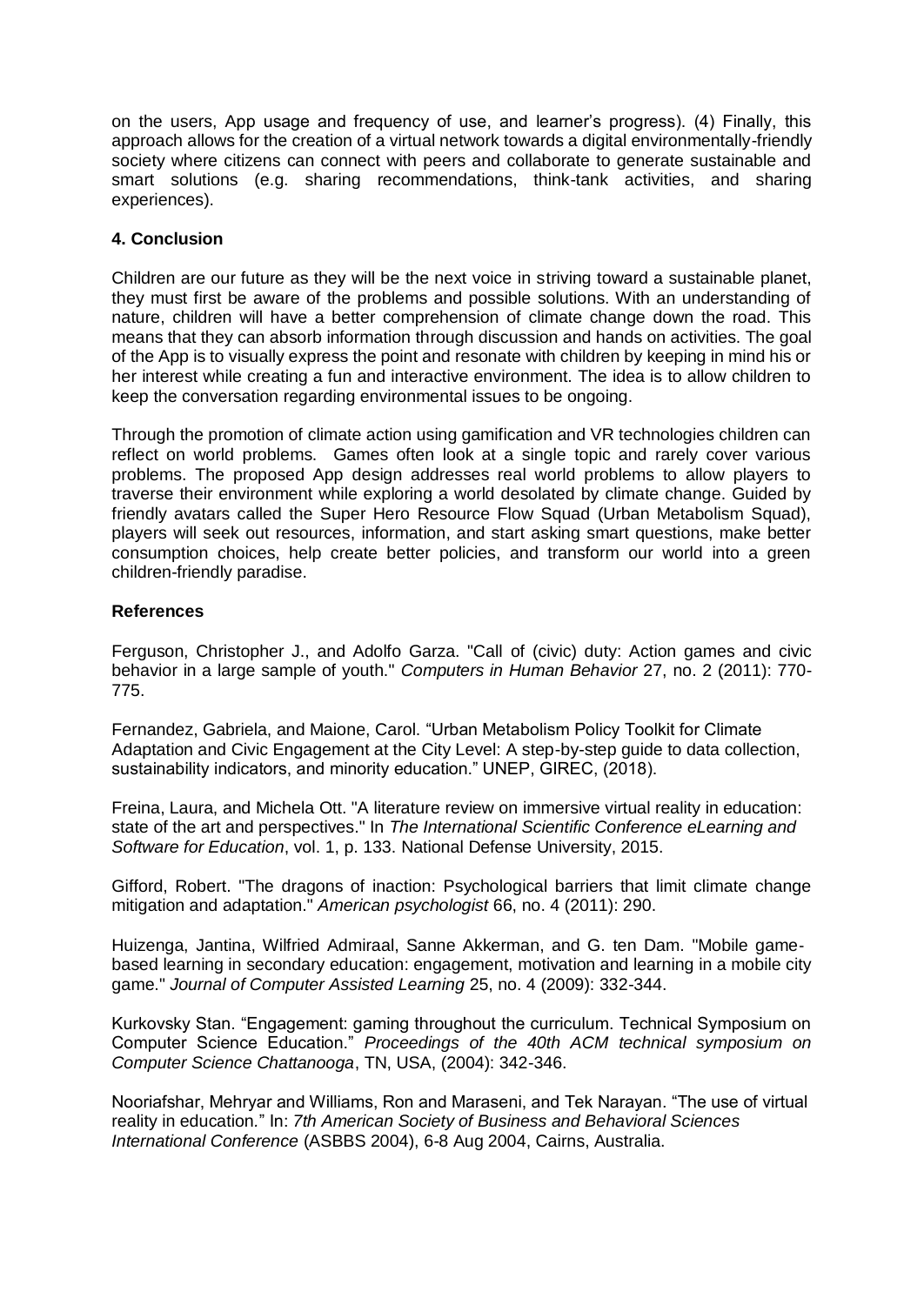on the users, App usage and frequency of use, and learner's progress). (4) Finally, this approach allows for the creation of a virtual network towards a digital environmentally-friendly society where citizens can connect with peers and collaborate to generate sustainable and smart solutions (e.g. sharing recommendations, think-tank activities, and sharing experiences).

## 4. Conclusion

Children are our future as they will be the next voice in striving toward a sustainable planet, they must first be aware of the problems and possible solutions. With an understanding of nature, children will have a better comprehension of climate change down the road. This means that they can absorb information through discussion and hands on activities. The goal of the App is to visually express the point and resonate with children by keeping in mind his or her interest while creating a fun and interactive environment. The idea is to allow children to keep the conversation regarding environmental issues to be ongoing.

Through the promotion of climate action using gamification and VR technologies children can reflect on world problems. Games often look at a single topic and rarely cover various problems. The proposed App design addresses real world problems to allow players to traverse their environment while exploring a world desolated by climate change. Guided by friendly avatars called the Super Hero Resource Flow Squad (Urban Metabolism Squad), players will seek out resources, information, and start asking smart questions, make better consumption choices, help create better policies, and transform our world into a green children-friendly paradise.

## References

Ferguson, Christopher J., and Adolfo Garza. "Call of (civic) duty: Action games and civic behavior in a large sample of youth." *Computers in Human Behavior* 27, no. 2 (2011): 770-775.

Fernandez, Gabriela, and Maione, Carol. "Urban Metabolism Policy Toolkit for Climate Adaptation and Civic Engagement at the City Level: A step-by-step guide to data collection, sustainability indicators, and minority education." UNEP, GIREC, (2018).

Freina, Laura, and Michela Ott. "A literature review on immersive virtual reality in education: state of the art and perspectives." In *The International Scientific Conference eLearning and Software for Education*, vol. 1, p. 133. National Defense University, 2015.

Gifford, Robert. "The dragons of inaction: Psychological barriers that limit climate change mitigation and adaptation." *American psychologist* 66, no. 4 (2011): 290.

Huizenga, Jantina, Wilfried Admiraal, Sanne Akkerman, and G. ten Dam. "Mobile game-based learning in secondary education: engagement, motivation and learning in a mobile city game." *Journal of Computer Assisted Learning* 25, no. 4 (2009): 332-344.

Kurkovsky Stan. "Engagement: gaming throughout the curriculum. Technical Symposium on Computer Science Education." *Proceedings of the 40th ACM technical symposium on Computer Science Chattanooga*, TN, USA, (2004): 342-346.

Nooriafshar, Mehryar and Williams, Ron and Maraseni, and Tek Narayan. "The use of virtual reality in education." In: *7th American Society of Business and Behavioral Sciences International Conference* (ASBBS 2004), 6-8 Aug 2004, Cairns, Australia.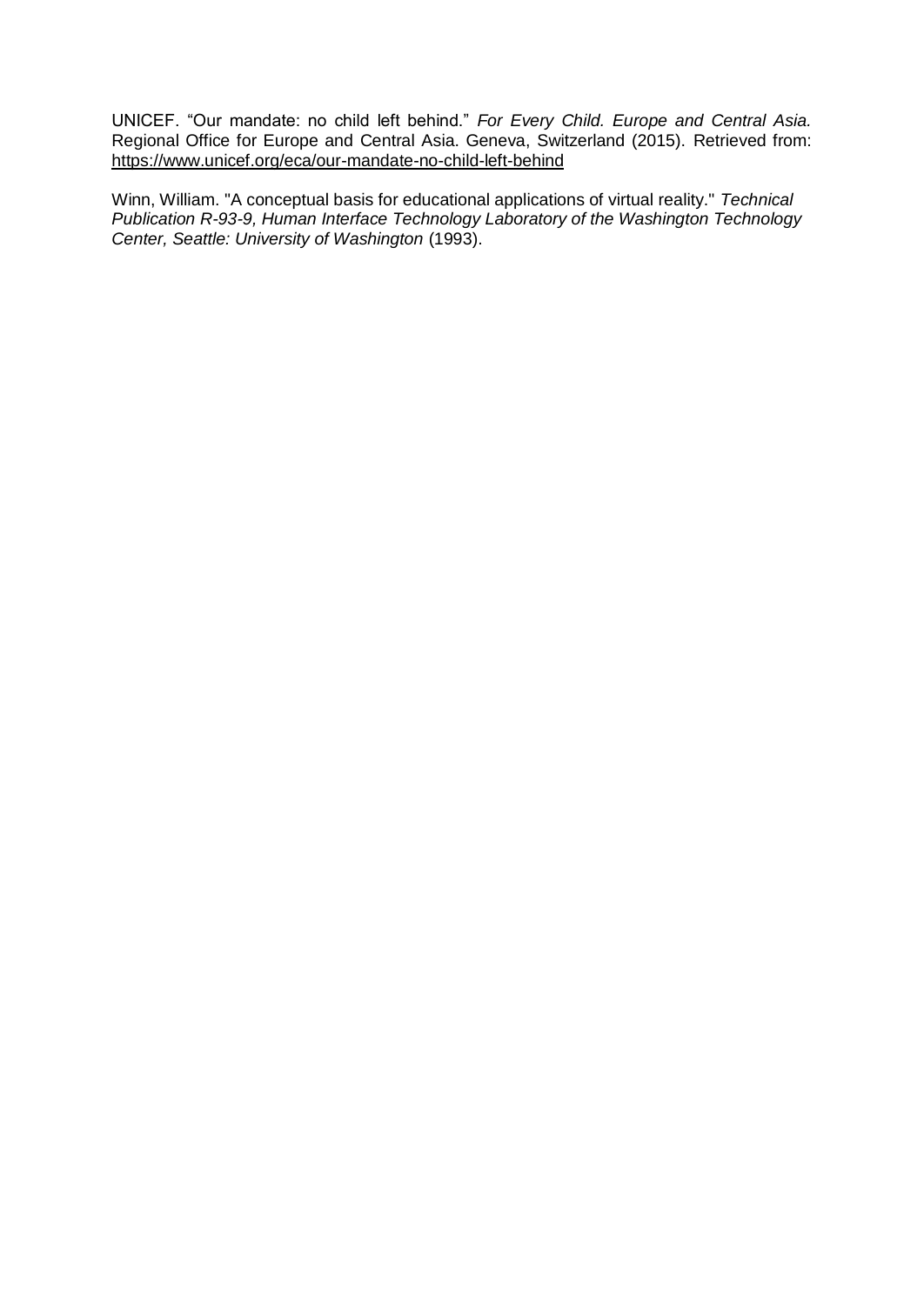UNICEF. “Our mandate: no child left behind.” *For Every Child. Europe and Central Asia.* Regional Office for Europe and Central Asia. Geneva, Switzerland (2015). Retrieved from: https://www.unicef.org/eca/our-mandate-no-child-left-behind

Winn, William. "A conceptual basis for educational applications of virtual reality." *Technical Publication R-93-9, Human Interface Technology Laboratory of the Washington Technology Center, Seattle: University of Washington* (1993).